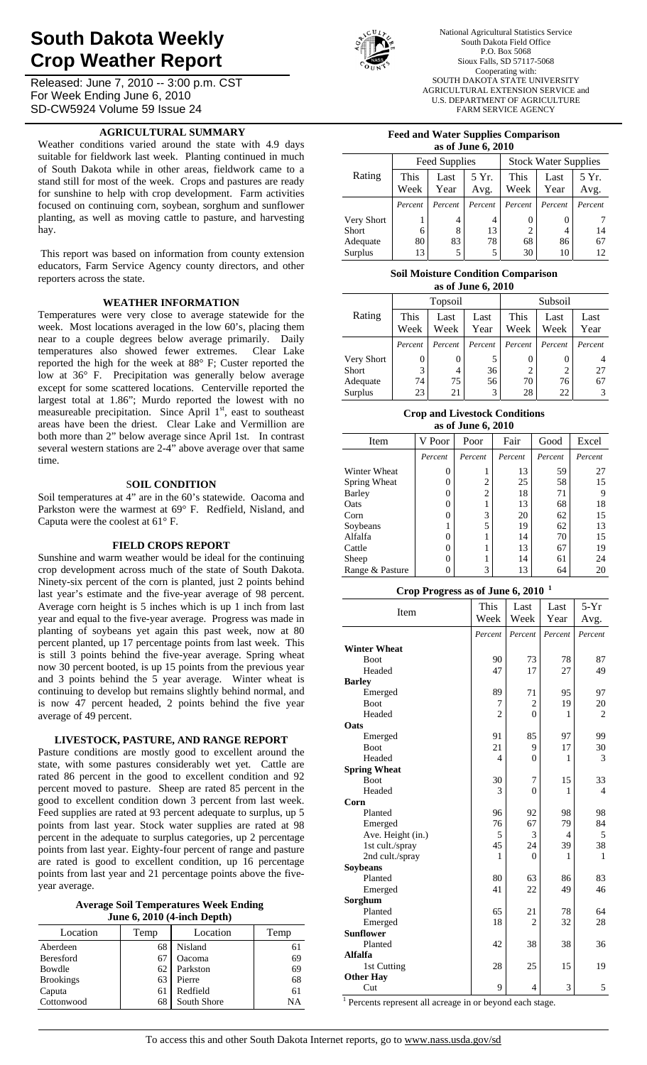# South Dakota Weekly Crop Weather Report

Released: June 7, 2010 -- 3:00 p.m. CST
For Week Ending June 6, 2010
SD-CW5924 Volume 59 Issue 24

National Agricultural Statistics Service
South Dakota Field Office
P.O. Box 5068
Sioux Falls, SD 57117-5068
Cooperating with:
SOUTH DAKOTA STATE UNIVERSITY
AGRICULTURAL EXTENSION SERVICE and
U.S. DEPARTMENT OF AGRICULTURE
FARM SERVICE AGENCY

## AGRICULTURAL SUMMARY

Weather conditions varied around the state with 4.9 days suitable for fieldwork last week. Planting continued in much of South Dakota while in other areas, fieldwork came to a stand still for most of the week. Crops and pastures are ready for sunshine to help with crop development. Farm activities focused on continuing corn, soybean, sorghum and sunflower planting, as well as moving cattle to pasture, and harvesting hay.

This report was based on information from county extension educators, Farm Service Agency county directors, and other reporters across the state.

## WEATHER INFORMATION

Temperatures were very close to average statewide for the week. Most locations averaged in the low 60's, placing them near to a couple degrees below average primarily. Daily temperatures also showed fewer extremes. Clear Lake reported the high for the week at 88° F; Custer reported the low at 36° F. Precipitation was generally below average except for some scattered locations. Centerville reported the largest total at 1.86"; Murdo reported the lowest with no measureable precipitation. Since April 1st, east to southeast areas have been the driest. Clear Lake and Vermillion are both more than 2" below average since April 1st. In contrast several western stations are 2-4" above average over that same time.

## SOIL CONDITION

Soil temperatures at 4" are in the 60's statewide. Oacoma and Parkston were the warmest at 69° F. Redfield, Nisland, and Caputa were the coolest at 61° F.

## FIELD CROPS REPORT

Sunshine and warm weather would be ideal for the continuing crop development across much of the state of South Dakota. Ninety-six percent of the corn is planted, just 2 points behind last year's estimate and the five-year average of 98 percent. Average corn height is 5 inches which is up 1 inch from last year and equal to the five-year average. Progress was made in planting of soybeans yet again this past week, now at 80 percent planted, up 17 percentage points from last week. This is still 3 points behind the five-year average. Spring wheat now 30 percent booted, is up 15 points from the previous year and 3 points behind the 5 year average. Winter wheat is continuing to develop but remains slightly behind normal, and is now 47 percent headed, 2 points behind the five year average of 49 percent.

## LIVESTOCK, PASTURE, AND RANGE REPORT

Pasture conditions are mostly good to excellent around the state, with some pastures considerably wet yet. Cattle are rated 86 percent in the good to excellent condition and 92 percent moved to pasture. Sheep are rated 85 percent in the good to excellent condition down 3 percent from last week. Feed supplies are rated at 93 percent adequate to surplus, up 5 points from last year. Stock water supplies are rated at 98 percent in the adequate to surplus categories, up 2 percentage points from last year. Eighty-four percent of range and pasture are rated is good to excellent condition, up 16 percentage points from last year and 21 percentage points above the five-year average.

**Average Soil Temperatures Week Ending June 6, 2010 (4-inch Depth)**

| Location | Temp | Location | Temp |
|---|---|---|---|
| Aberdeen | 68 | Nisland | 61 |
| Beresford | 67 | Oacoma | 69 |
| Bowdle | 62 | Parkston | 69 |
| Brookings | 63 | Pierre | 68 |
| Caputa | 61 | Redfield | 61 |
| Cottonwood | 68 | South Shore | NA |

**Feed and Water Supplies Comparison as of June 6, 2010**

| Rating | Feed Supplies | | | Stock Water Supplies | | |
|---|---|---|---|---|---|---|
| | This Week | Last Year | 5 Yr. Avg. | This Week | Last Year | 5 Yr. Avg. |
| | Percent | Percent | Percent | Percent | Percent | Percent |
| Very Short | 1 | 4 | 4 | 0 | 0 | 7 |
| Short | 6 | 8 | 13 | 2 | 4 | 14 |
| Adequate | 80 | 83 | 78 | 68 | 86 | 67 |
| Surplus | 13 | 5 | 5 | 30 | 10 | 12 |

**Soil Moisture Condition Comparison as of June 6, 2010**

| Rating | Topsoil | | | Subsoil | | |
|---|---|---|---|---|---|---|
| | This Week | Last Week | Last Year | This Week | Last Week | Last Year |
| | Percent | Percent | Percent | Percent | Percent | Percent |
| Very Short | 0 | 0 | 5 | 0 | 0 | 4 |
| Short | 3 | 4 | 36 | 2 | 2 | 27 |
| Adequate | 74 | 75 | 56 | 70 | 76 | 67 |
| Surplus | 23 | 21 | 3 | 28 | 22 | 3 |

**Crop and Livestock Conditions as of June 6, 2010**

| Item | V Poor | Poor | Fair | Good | Excel |
|---|---|---|---|---|---|
| | Percent | Percent | Percent | Percent | Percent |
| Winter Wheat | 0 | 1 | 13 | 59 | 27 |
| Spring Wheat | 0 | 2 | 25 | 58 | 15 |
| Barley | 0 | 2 | 18 | 71 | 9 |
| Oats | 0 | 1 | 13 | 68 | 18 |
| Corn | 0 | 3 | 20 | 62 | 15 |
| Soybeans | 1 | 5 | 19 | 62 | 13 |
| Alfalfa | 0 | 1 | 14 | 70 | 15 |
| Cattle | 0 | 1 | 13 | 67 | 19 |
| Sheep | 0 | 1 | 14 | 61 | 24 |
| Range & Pasture | 0 | 3 | 13 | 64 | 20 |

**Crop Progress as of June 6, 2010 [1]**

| Item | This Week | Last Week | Last Year | 5-Yr Avg. |
|---|---|---|---|---|
| | Percent | Percent | Percent | Percent |
| **Winter Wheat** | | | | |
| Boot | 90 | 73 | 78 | 87 |
| Headed | 47 | 17 | 27 | 49 |
| **Barley** | | | | |
| Emerged | 89 | 71 | 95 | 97 |
| Boot | 7 | 2 | 19 | 20 |
| Headed | 2 | 0 | 1 | 2 |
| **Oats** | | | | |
| Emerged | 91 | 85 | 97 | 99 |
| Boot | 21 | 9 | 17 | 30 |
| Headed | 4 | 0 | 1 | 3 |
| **Spring Wheat** | | | | |
| Boot | 30 | 7 | 15 | 33 |
| Headed | 3 | 0 | 1 | 4 |
| **Corn** | | | | |
| Planted | 96 | 92 | 98 | 98 |
| Emerged | 76 | 67 | 79 | 84 |
| Ave. Height (in.) | 5 | 3 | 4 | 5 |
| 1st cult./spray | 45 | 24 | 39 | 38 |
| 2nd cult./spray | 1 | 0 | 1 | 1 |
| **Soybeans** | | | | |
| Planted | 80 | 63 | 86 | 83 |
| Emerged | 41 | 22 | 49 | 46 |
| **Sorghum** | | | | |
| Planted | 65 | 21 | 78 | 64 |
| Emerged | 18 | 2 | 32 | 28 |
| **Sunflower** | | | | |
| Planted | 42 | 38 | 38 | 36 |
| **Alfalfa** | | | | |
| 1st Cutting | 28 | 25 | 15 | 19 |
| **Other Hay** | | | | |
| Cut | 9 | 4 | 3 | 5 |

[1] Percents represent all acreage in or beyond each stage.

To access this and other South Dakota Internet reports, go to www.nass.usda.gov/sd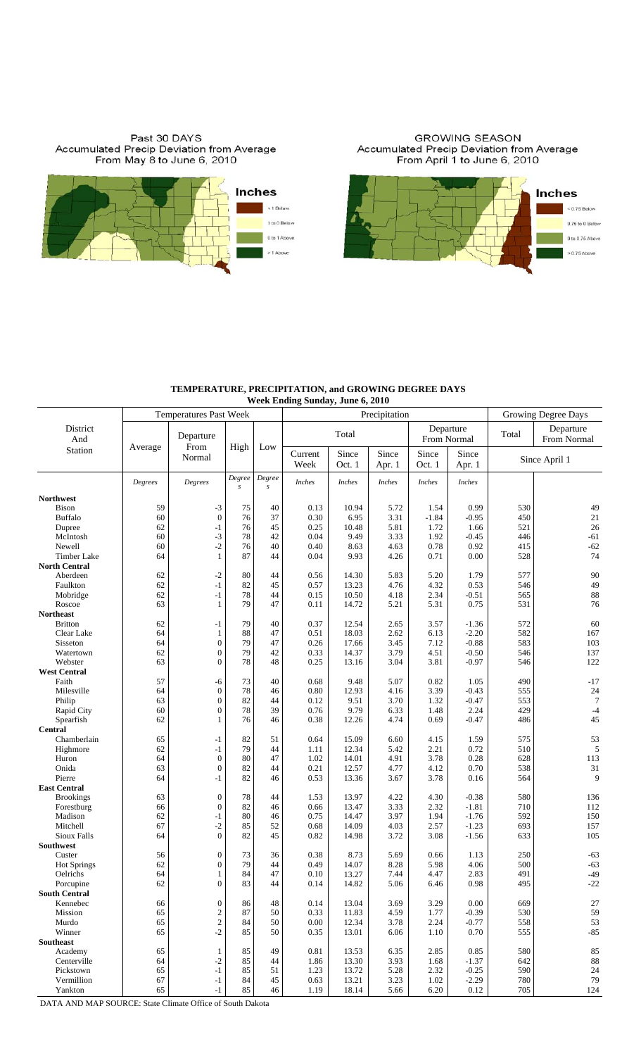Past 30 DAYS
Accumulated Precip Deviation from Average
From May 8 to June 6, 2010

Inches
> 1 Below
1 to 0 Below
0 to 1 Above
> 1 Above

GROWING SEASON
Accumulated Precip Deviation from Average
From April 1 to June 6, 2010

Inches
< 0.75 Below
0.75 to 0 Below
0 to 0.75 Above
> 0.75 Above

**TEMPERATURE, PRECIPITATION, and GROWING DEGREE DAYS**
**Week Ending Sunday, June 6, 2010**

| District And Station | Temperatures Past Week | | | | Precipitation | | | | | Growing Degree Days | |
|---|---|---|---|---|---|---|---|---|---|---|---|
| | Average | Departure From Normal | High | Low | Total Current Week | Total Since Oct. 1 | Total Since Apr. 1 | Departure From Normal Since Oct. 1 | Departure From Normal Since Apr. 1 | Total Since April 1 | Departure From Normal Since April 1 |
| | *Degrees* | *Degrees* | *Degrees* | *Degrees* | *Inches* | *Inches* | *Inches* | *Inches* | *Inches* | | |
| **Northwest** | | | | | | | | | | | |
| Bison | 59 | -3 | 75 | 40 | 0.13 | 10.94 | 5.72 | 1.54 | 0.99 | 530 | 49 |
| Buffalo | 60 | 0 | 76 | 37 | 0.30 | 6.95 | 3.31 | -1.84 | -0.95 | 450 | 21 |
| Dupree | 62 | -1 | 76 | 45 | 0.25 | 10.48 | 5.81 | 1.72 | 1.66 | 521 | 26 |
| McIntosh | 60 | -3 | 78 | 42 | 0.04 | 9.49 | 3.33 | 1.92 | -0.45 | 446 | -61 |
| Newell | 60 | -2 | 76 | 40 | 0.40 | 8.63 | 4.63 | 0.78 | 0.92 | 415 | -62 |
| Timber Lake | 64 | 1 | 87 | 44 | 0.04 | 9.93 | 4.26 | 0.71 | 0.00 | 528 | 74 |
| **North Central** | | | | | | | | | | | |
| Aberdeen | 62 | -2 | 80 | 44 | 0.56 | 14.30 | 5.83 | 5.20 | 1.79 | 577 | 90 |
| Faulkton | 62 | -1 | 82 | 45 | 0.57 | 13.23 | 4.76 | 4.32 | 0.53 | 546 | 49 |
| Mobridge | 62 | -1 | 78 | 44 | 0.15 | 10.50 | 4.18 | 2.34 | -0.51 | 565 | 88 |
| Roscoe | 63 | 1 | 79 | 47 | 0.11 | 14.72 | 5.21 | 5.31 | 0.75 | 531 | 76 |
| **Northeast** | | | | | | | | | | | |
| Britton | 62 | -1 | 79 | 40 | 0.37 | 12.54 | 2.65 | 3.57 | -1.36 | 572 | 60 |
| Clear Lake | 64 | 1 | 88 | 47 | 0.51 | 18.03 | 2.62 | 6.13 | -2.20 | 582 | 167 |
| Sisseton | 64 | 0 | 79 | 47 | 0.26 | 17.66 | 3.45 | 7.12 | -0.88 | 583 | 103 |
| Watertown | 62 | 0 | 79 | 42 | 0.33 | 14.37 | 3.79 | 4.51 | -0.50 | 546 | 137 |
| Webster | 63 | 0 | 78 | 48 | 0.25 | 13.16 | 3.04 | 3.81 | -0.97 | 546 | 122 |
| **West Central** | | | | | | | | | | | |
| Faith | 57 | -6 | 73 | 40 | 0.68 | 9.48 | 5.07 | 0.82 | 1.05 | 490 | -17 |
| Milesville | 64 | 0 | 78 | 46 | 0.80 | 12.93 | 4.16 | 3.39 | -0.43 | 555 | 24 |
| Philip | 63 | 0 | 82 | 44 | 0.12 | 9.51 | 3.70 | 1.32 | -0.47 | 553 | 7 |
| Rapid City | 60 | 0 | 78 | 39 | 0.76 | 9.79 | 6.33 | 1.48 | 2.24 | 429 | -4 |
| Spearfish | 62 | 1 | 76 | 46 | 0.38 | 12.26 | 4.74 | 0.69 | -0.47 | 486 | 45 |
| **Central** | | | | | | | | | | | |
| Chamberlain | 65 | -1 | 82 | 51 | 0.64 | 15.09 | 6.60 | 4.15 | 1.59 | 575 | 53 |
| Highmore | 62 | -1 | 79 | 44 | 1.11 | 12.34 | 5.42 | 2.21 | 0.72 | 510 | 5 |
| Huron | 64 | 0 | 80 | 47 | 1.02 | 14.01 | 4.91 | 3.78 | 0.28 | 628 | 113 |
| Onida | 63 | 0 | 82 | 44 | 0.21 | 12.57 | 4.77 | 4.12 | 0.70 | 538 | 31 |
| Pierre | 64 | -1 | 82 | 46 | 0.53 | 13.36 | 3.67 | 3.78 | 0.16 | 564 | 9 |
| **East Central** | | | | | | | | | | | |
| Brookings | 63 | 0 | 78 | 44 | 1.53 | 13.97 | 4.22 | 4.30 | -0.38 | 580 | 136 |
| Forestburg | 66 | 0 | 82 | 46 | 0.66 | 13.47 | 3.33 | 2.32 | -1.81 | 710 | 112 |
| Madison | 62 | -1 | 80 | 46 | 0.75 | 14.47 | 3.97 | 1.94 | -1.76 | 592 | 150 |
| Mitchell | 67 | -2 | 85 | 52 | 0.68 | 14.09 | 4.03 | 2.57 | -1.23 | 693 | 157 |
| Sioux Falls | 64 | 0 | 82 | 45 | 0.82 | 14.98 | 3.72 | 3.08 | -1.56 | 633 | 105 |
| **Southwest** | | | | | | | | | | | |
| Custer | 56 | 0 | 73 | 36 | 0.38 | 8.73 | 5.69 | 0.66 | 1.13 | 250 | -63 |
| Hot Springs | 62 | 0 | 79 | 44 | 0.49 | 14.07 | 8.28 | 5.98 | 4.06 | 500 | -63 |
| Oelrichs | 64 | 1 | 84 | 47 | 0.10 | 13.27 | 7.44 | 4.47 | 2.83 | 491 | -49 |
| Porcupine | 62 | 0 | 83 | 44 | 0.14 | 14.82 | 5.06 | 6.46 | 0.98 | 495 | -22 |
| **South Central** | | | | | | | | | | | |
| Kennebec | 66 | 0 | 86 | 48 | 0.14 | 13.04 | 3.69 | 3.29 | 0.00 | 669 | 27 |
| Mission | 65 | 2 | 87 | 50 | 0.33 | 11.83 | 4.59 | 1.77 | -0.39 | 530 | 59 |
| Murdo | 65 | 2 | 84 | 50 | 0.00 | 12.34 | 3.78 | 2.24 | -0.77 | 558 | 53 |
| Winner | 65 | -2 | 85 | 50 | 0.35 | 13.01 | 6.06 | 1.10 | 0.70 | 555 | -85 |
| **Southeast** | | | | | | | | | | | |
| Academy | 65 | 1 | 85 | 49 | 0.81 | 13.53 | 6.35 | 2.85 | 0.85 | 580 | 85 |
| Centerville | 64 | -2 | 85 | 44 | 1.86 | 13.30 | 3.93 | 1.68 | -1.37 | 642 | 88 |
| Pickstown | 65 | -1 | 85 | 51 | 1.23 | 13.72 | 5.28 | 2.32 | -0.25 | 590 | 24 |
| Vermillion | 67 | -1 | 84 | 45 | 0.63 | 13.21 | 3.23 | 1.02 | -2.29 | 780 | 79 |
| Yankton | 65 | -1 | 85 | 46 | 1.19 | 18.14 | 5.66 | 6.20 | 0.12 | 705 | 124 |

DATA AND MAP SOURCE: State Climate Office of South Dakota